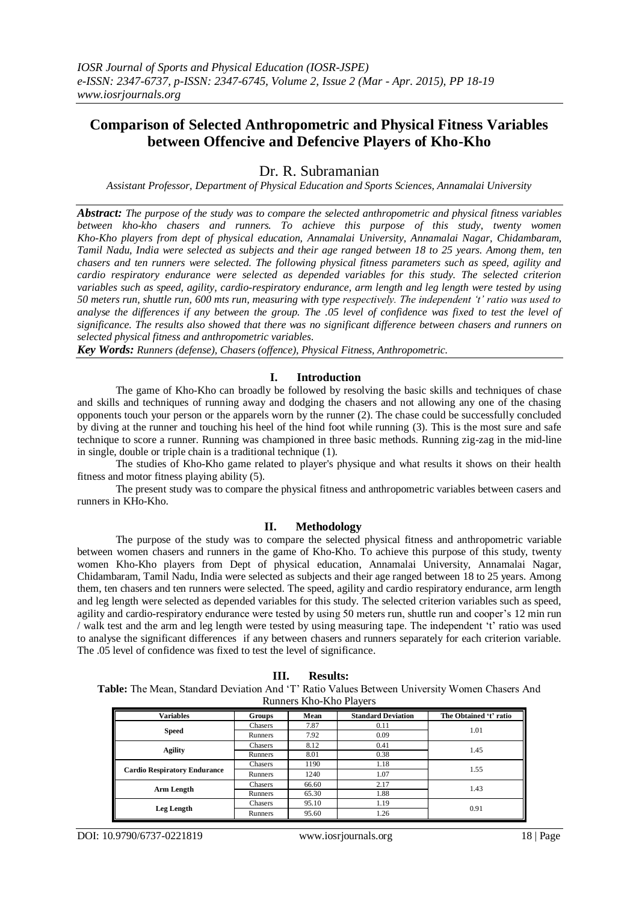# Comparison of Selected Anthropometric and Physical Fitness Variables between Offencive and Defencive Players of Kho-Kho

Dr. R. Subramanian

*Assistant Professor, Department of Physical Education and Sports Sciences, Annamalai University*

***Abstract:*** *The purpose of the study was to compare the selected anthropometric and physical fitness variables between kho-kho chasers and runners. To achieve this purpose of this study, twenty women Kho-Kho players from dept of physical education, Annamalai University, Annamalai Nagar, Chidambaram, Tamil Nadu, India were selected as subjects and their age ranged between 18 to 25 years. Among them, ten chasers and ten runners were selected. The following physical fitness parameters such as speed, agility and cardio respiratory endurance were selected as depended variables for this study. The selected criterion variables such as speed, agility, cardio-respiratory endurance, arm length and leg length were tested by using 50 meters run, shuttle run, 600 mts run, measuring with type respectively. The independent 't' ratio was used to analyse the differences if any between the group. The .05 level of confidence was fixed to test the level of significance. The results also showed that there was no significant difference between chasers and runners on selected physical fitness and anthropometric variables.*

***Key Words:*** *Runners (defense), Chasers (offence), Physical Fitness, Anthropometric.*

## I. Introduction

The game of Kho-Kho can broadly be followed by resolving the basic skills and techniques of chase and skills and techniques of running away and dodging the chasers and not allowing any one of the chasing opponents touch your person or the apparels worn by the runner (2). The chase could be successfully concluded by diving at the runner and touching his heel of the hind foot while running (3). This is the most sure and safe technique to score a runner. Running was championed in three basic methods. Running zig-zag in the mid-line in single, double or triple chain is a traditional technique (1).

The studies of Kho-Kho game related to player's physique and what results it shows on their health fitness and motor fitness playing ability (5).

The present study was to compare the physical fitness and anthropometric variables between casers and runners in KHo-Kho.

## II. Methodology

The purpose of the study was to compare the selected physical fitness and anthropometric variable between women chasers and runners in the game of Kho-Kho. To achieve this purpose of this study, twenty women Kho-Kho players from Dept of physical education, Annamalai University, Annamalai Nagar, Chidambaram, Tamil Nadu, India were selected as subjects and their age ranged between 18 to 25 years. Among them, ten chasers and ten runners were selected. The speed, agility and cardio respiratory endurance, arm length and leg length were selected as depended variables for this study. The selected criterion variables such as speed, agility and cardio-respiratory endurance were tested by using 50 meters run, shuttle run and cooper's 12 min run / walk test and the arm and leg length were tested by using measuring tape. The independent 't' ratio was used to analyse the significant differences if any between chasers and runners separately for each criterion variable. The .05 level of confidence was fixed to test the level of significance.

## III. Results:

**Table:** The Mean, Standard Deviation And 'T' Ratio Values Between University Women Chasers And Runners Kho-Kho Players

| Variables | Groups | Mean | Standard Deviation | The Obtained 't' ratio |
|---|---|---|---|---|
| **Speed** | Chasers | 7.87 | 0.11 | 1.01 |
| | Runners | 7.92 | 0.09 | |
| **Agility** | Chasers | 8.12 | 0.41 | 1.45 |
| | Runners | 8.01 | 0.38 | |
| **Cardio Respiratory Endurance** | Chasers | 1190 | 1.18 | 1.55 |
| | Runners | 1240 | 1.07 | |
| **Arm Length** | Chasers | 66.60 | 2.17 | 1.43 |
| | Runners | 65.30 | 1.88 | |
| **Leg Length** | Chasers | 95.10 | 1.19 | 0.91 |
| | Runners | 95.60 | 1.26 | |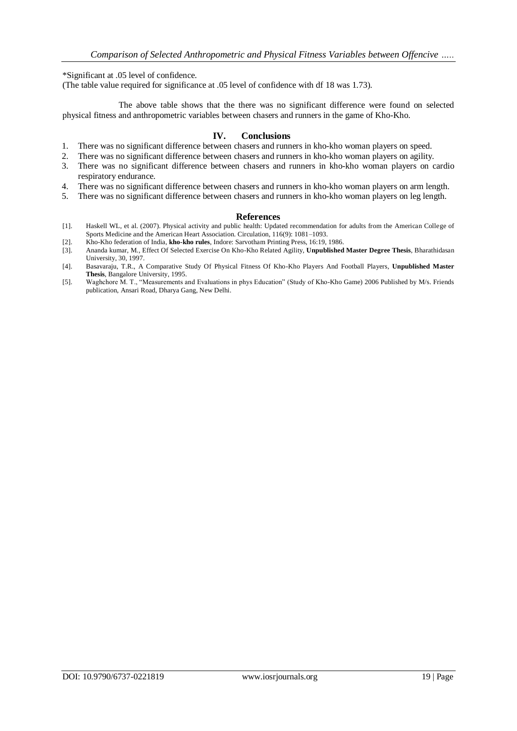*Significant at .05 level of confidence.

(The table value required for significance at .05 level of confidence with df 18 was 1.73).

The above table shows that the there was no significant difference were found on selected physical fitness and anthropometric variables between chasers and runners in the game of Kho-Kho.

## IV. Conclusions

1. There was no significant difference between chasers and runners in kho-kho woman players on speed.
2. There was no significant difference between chasers and runners in kho-kho woman players on agility.
3. There was no significant difference between chasers and runners in kho-kho woman players on cardio respiratory endurance.
4. There was no significant difference between chasers and runners in kho-kho woman players on arm length.
5. There was no significant difference between chasers and runners in kho-kho woman players on leg length.

## References

[1]. Haskell WL, et al. (2007). Physical activity and public health: Updated recommendation for adults from the American College of Sports Medicine and the American Heart Association. Circulation, 116(9): 1081–1093.

[2]. Kho-Kho federation of India, **kho-kho rules**, Indore: Sarvotham Printing Press, 16:19, 1986.

[3]. Ananda kumar, M., Effect Of Selected Exercise On Kho-Kho Related Agility, **Unpublished Master Degree Thesis**, Bharathidasan University, 30, 1997.

[4]. Basavaraju, T.R., A Comparative Study Of Physical Fitness Of Kho-Kho Players And Football Players, **Unpublished Master Thesis**, Bangalore University, 1995.

[5]. Waghchore M. T., "Measurements and Evaluations in phys Education" (Study of Kho-Kho Game) 2006 Published by M/s. Friends publication, Ansari Road, Dharya Gang, New Delhi.